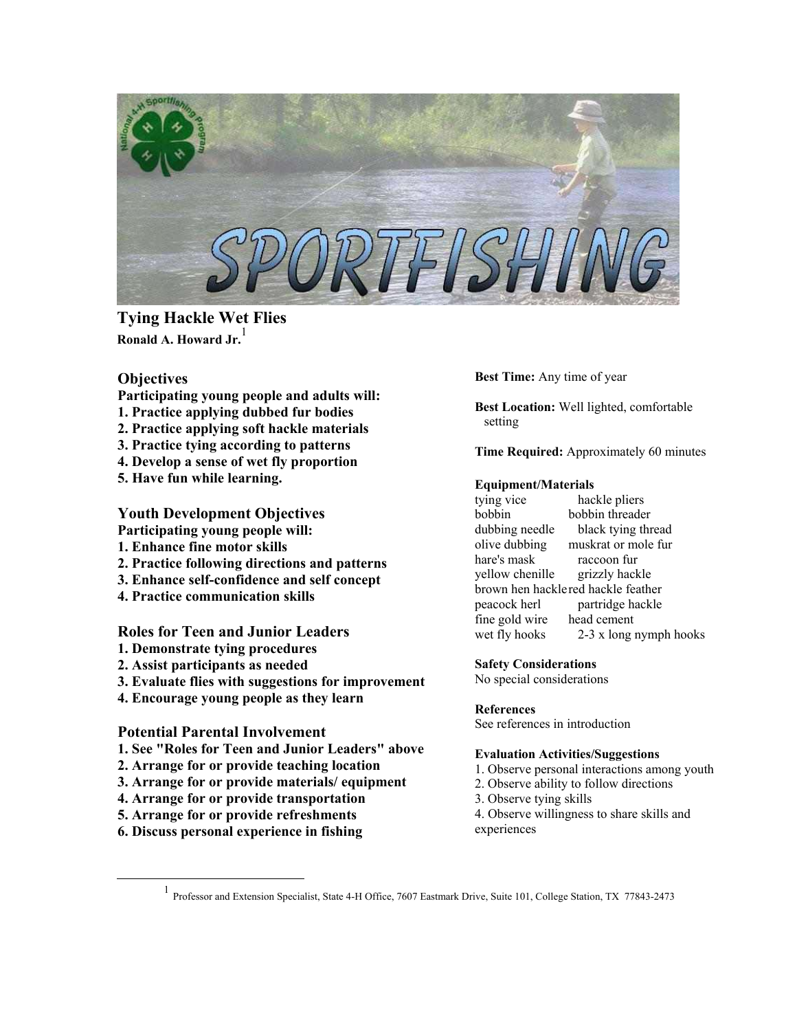# Tying Hackle Wet Flies

**Ronald A. Howard Jr.**[1]

## Objectives

**Participating young people and adults will:**

**1. Practice applying dubbed fur bodies**
**2. Practice applying soft hackle materials**
**3. Practice tying according to patterns**
**4. Develop a sense of wet fly proportion**
**5. Have fun while learning.**

## Youth Development Objectives

**Participating young people will:**

**1. Enhance fine motor skills**
**2. Practice following directions and patterns**
**3. Enhance self-confidence and self concept**
**4. Practice communication skills**

## Roles for Teen and Junior Leaders

**1. Demonstrate tying procedures**
**2. Assist participants as needed**
**3. Evaluate flies with suggestions for improvement**
**4. Encourage young people as they learn**

## Potential Parental Involvement

**1. See "Roles for Teen and Junior Leaders" above**
**2. Arrange for or provide teaching location**
**3. Arrange for or provide materials/ equipment**
**4. Arrange for or provide transportation**
**5. Arrange for or provide refreshments**
**6. Discuss personal experience in fishing**

**Best Time:** Any time of year

**Best Location:** Well lighted, comfortable setting

**Time Required:** Approximately 60 minutes

**Equipment/Materials**

| | |
|---|---|
| tying vice | hackle pliers |
| bobbin | bobbin threader |
| dubbing needle | black tying thread |
| olive dubbing | muskrat or mole fur |
| hare's mask | raccoon fur |
| yellow chenille | grizzly hackle |
| brown hen hackle | red hackle feather |
| peacock herl | partridge hackle |
| fine gold wire | head cement |
| wet fly hooks | 2-3 x long nymph hooks |

**Safety Considerations**

No special considerations

**References**

See references in introduction

**Evaluation Activities/Suggestions**

1. Observe personal interactions among youth
2. Observe ability to follow directions
3. Observe tying skills
4. Observe willingness to share skills and experiences

[1] Professor and Extension Specialist, State 4-H Office, 7607 Eastmark Drive, Suite 101, College Station, TX 77843-2473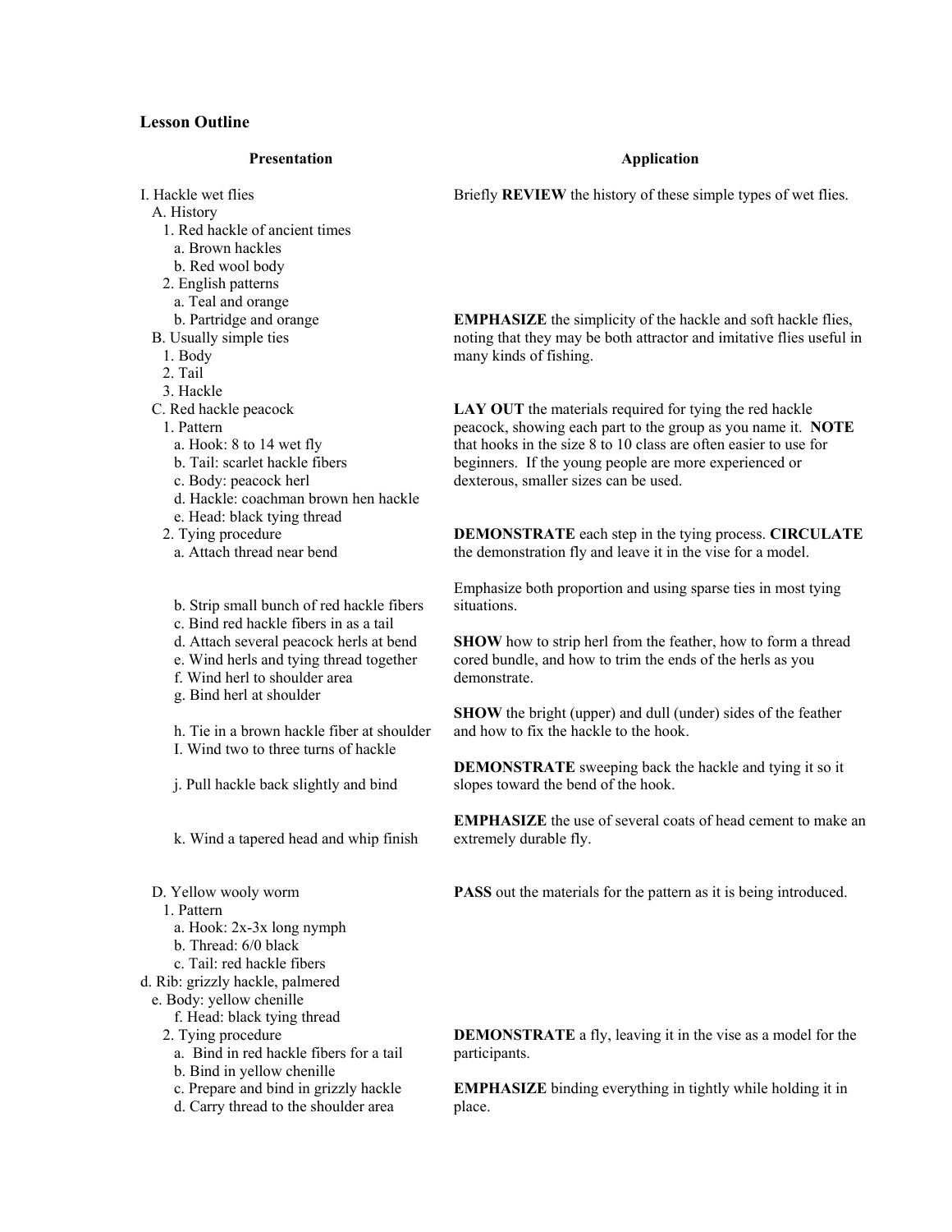## Lesson Outline

| Presentation | Application |
|---|---|
| I. Hackle wet flies<br>A. History<br>1. Red hackle of ancient times<br>a. Brown hackles<br>b. Red wool body<br>2. English patterns<br>a. Teal and orange | Briefly **REVIEW** the history of these simple types of wet flies. |
| b. Partridge and orange<br>B. Usually simple ties<br>1. Body<br>2. Tail<br>3. Hackle | **EMPHASIZE** the simplicity of the hackle and soft hackle flies, noting that they may be both attractor and imitative flies useful in many kinds of fishing. |
| C. Red hackle peacock<br>1. Pattern<br>a. Hook: 8 to 14 wet fly<br>b. Tail: scarlet hackle fibers<br>c. Body: peacock herl<br>d. Hackle: coachman brown hen hackle<br>e. Head: black tying thread | **LAY OUT** the materials required for tying the red hackle peacock, showing each part to the group as you name it. **NOTE** that hooks in the size 8 to 10 class are often easier to use for beginners. If the young people are more experienced or dexterous, smaller sizes can be used. |
| 2. Tying procedure<br>a. Attach thread near bend | **DEMONSTRATE** each step in the tying process. **CIRCULATE** the demonstration fly and leave it in the vise for a model.<br><br>Emphasize both proportion and using sparse ties in most tying situations. |
| b. Strip small bunch of red hackle fibers<br>c. Bind red hackle fibers in as a tail | |
| d. Attach several peacock herls at bend<br>e. Wind herls and tying thread together<br>f. Wind herl to shoulder area<br>g. Bind herl at shoulder | **SHOW** how to strip herl from the feather, how to form a thread cored bundle, and how to trim the ends of the herls as you demonstrate. |
| h. Tie in a brown hackle fiber at shoulder | **SHOW** the bright (upper) and dull (under) sides of the feather and how to fix the hackle to the hook. |
| I. Wind two to three turns of hackle<br>j. Pull hackle back slightly and bind | **DEMONSTRATE** sweeping back the hackle and tying it so it slopes toward the bend of the hook. |
| k. Wind a tapered head and whip finish | **EMPHASIZE** the use of several coats of head cement to make an extremely durable fly. |
| D. Yellow wooly worm<br>1. Pattern<br>a. Hook: 2x-3x long nymph<br>b. Thread: 6/0 black<br>c. Tail: red hackle fibers<br>d. Rib: grizzly hackle, palmered<br>e. Body: yellow chenille<br>f. Head: black tying thread | **PASS** out the materials for the pattern as it is being introduced. |
| 2. Tying procedure<br>a. Bind in red hackle fibers for a tail | **DEMONSTRATE** a fly, leaving it in the vise as a model for the participants. |
| b. Bind in yellow chenille<br>c. Prepare and bind in grizzly hackle<br>d. Carry thread to the shoulder area | **EMPHASIZE** binding everything in tightly while holding it in place. |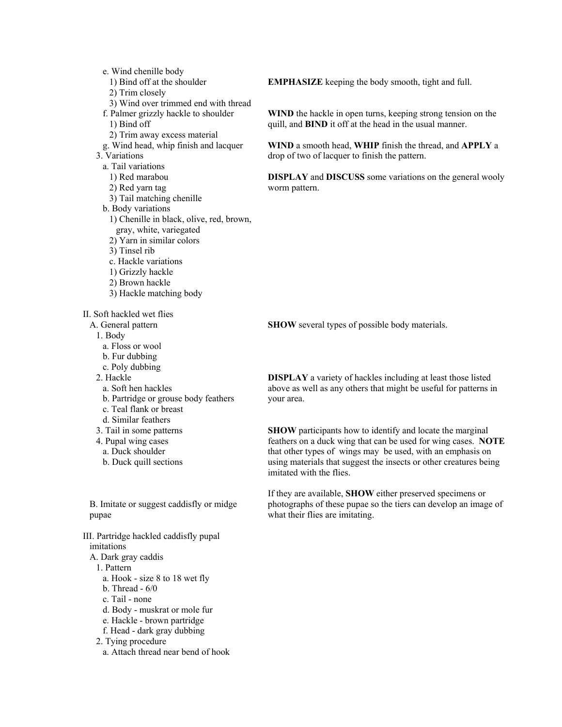e. Wind chenille body
   1) Bind off at the shoulder
   2) Trim closely
   3) Wind over trimmed end with thread

**EMPHASIZE** keeping the body smooth, tight and full.

f. Palmer grizzly hackle to shoulder
   1) Bind off
   2) Trim away excess material

**WIND** the hackle in open turns, keeping strong tension on the quill, and **BIND** it off at the head in the usual manner.

g. Wind head, whip finish and lacquer

**WIND** a smooth head, **WHIP** finish the thread, and **APPLY** a drop of two of lacquer to finish the pattern.

3. Variations
   a. Tail variations
      1) Red marabou
      2) Red yarn tag
      3) Tail matching chenille
   b. Body variations
      1) Chenille in black, olive, red, brown, gray, white, variegated
      2) Yarn in similar colors
      3) Tinsel rib
   c. Hackle variations
      1) Grizzly hackle
      2) Brown hackle
      3) Hackle matching body

**DISPLAY** and **DISCUSS** some variations on the general wooly worm pattern.

II. Soft hackled wet flies
   A. General pattern
      1. Body
         a. Floss or wool
         b. Fur dubbing
         c. Poly dubbing

**SHOW** several types of possible body materials.

      2. Hackle
         a. Soft hen hackles
         b. Partridge or grouse body feathers
         c. Teal flank or breast
         d. Similar feathers

**DISPLAY** a variety of hackles including at least those listed above as well as any others that might be useful for patterns in your area.

      3. Tail in some patterns
      4. Pupal wing cases
         a. Duck shoulder
         b. Duck quill sections

**SHOW** participants how to identify and locate the marginal feathers on a duck wing that can be used for wing cases. **NOTE** that other types of wings may be used, with an emphasis on using materials that suggest the insects or other creatures being imitated with the flies.

   B. Imitate or suggest caddisfly or midge pupae

If they are available, **SHOW** either preserved specimens or photographs of these pupae so the tiers can develop an image of what their flies are imitating.

III. Partridge hackled caddisfly pupal imitations
   A. Dark gray caddis
      1. Pattern
         a. Hook - size 8 to 18 wet fly
         b. Thread - 6/0
         c. Tail - none
         d. Body - muskrat or mole fur
         e. Hackle - brown partridge
         f. Head - dark gray dubbing
      2. Tying procedure
         a. Attach thread near bend of hook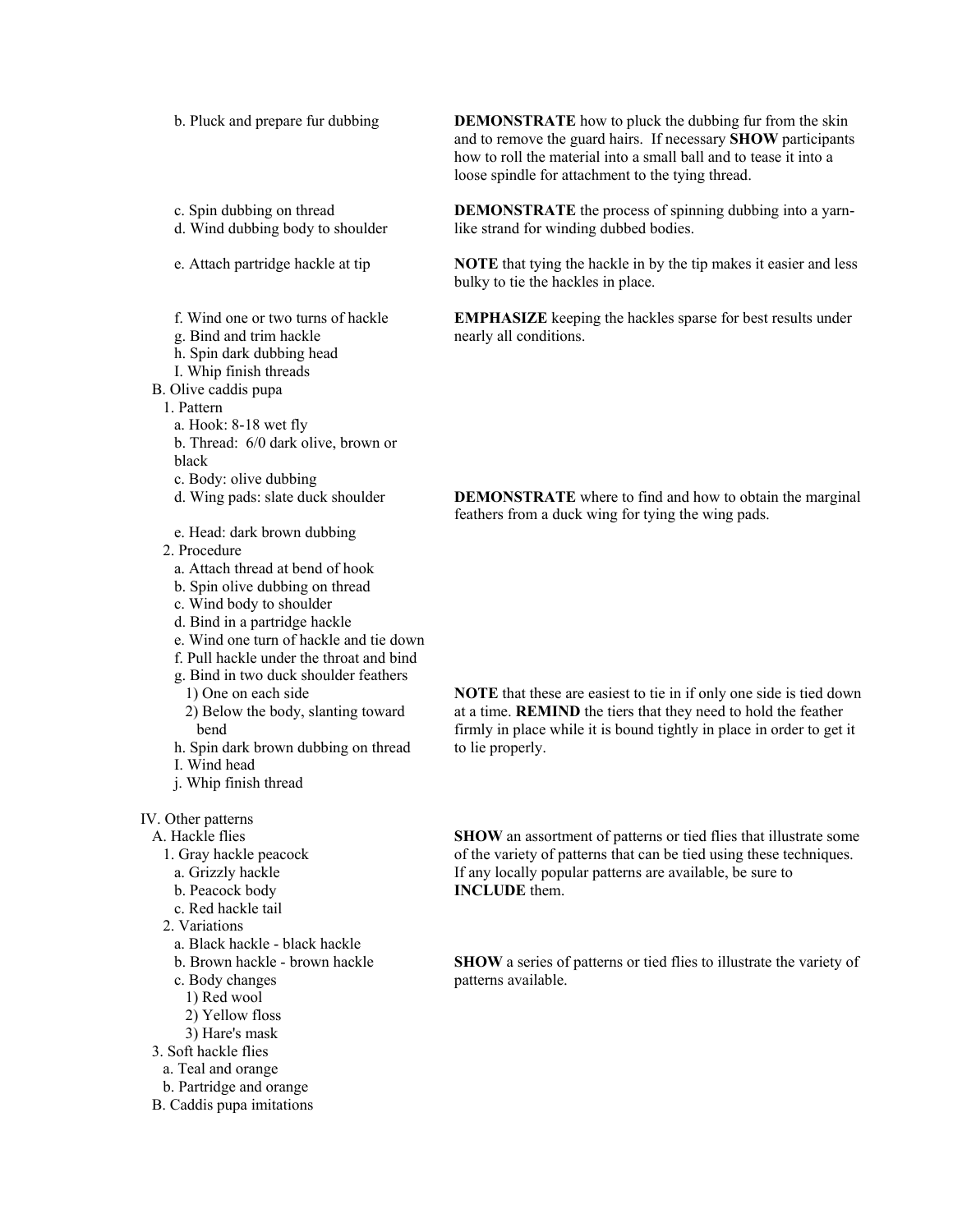b. Pluck and prepare fur dubbing — **DEMONSTRATE** how to pluck the dubbing fur from the skin and to remove the guard hairs. If necessary **SHOW** participants how to roll the material into a small ball and to tease it into a loose spindle for attachment to the tying thread.

c. Spin dubbing on thread
d. Wind dubbing body to shoulder — **DEMONSTRATE** the process of spinning dubbing into a yarn-like strand for winding dubbed bodies.

e. Attach partridge hackle at tip — **NOTE** that tying the hackle in by the tip makes it easier and less bulky to tie the hackles in place.

f. Wind one or two turns of hackle — **EMPHASIZE** keeping the hackles sparse for best results under nearly all conditions.
g. Bind and trim hackle
h. Spin dark dubbing head
I. Whip finish threads

B. Olive caddis pupa
1. Pattern
a. Hook: 8-18 wet fly
b. Thread: 6/0 dark olive, brown or black
c. Body: olive dubbing
d. Wing pads: slate duck shoulder — **DEMONSTRATE** where to find and how to obtain the marginal feathers from a duck wing for tying the wing pads.
e. Head: dark brown dubbing
2. Procedure
a. Attach thread at bend of hook
b. Spin olive dubbing on thread
c. Wind body to shoulder
d. Bind in a partridge hackle
e. Wind one turn of hackle and tie down
f. Pull hackle under the throat and bind
g. Bind in two duck shoulder feathers
1) One on each side — **NOTE** that these are easiest to tie in if only one side is tied down at a time. **REMIND** the tiers that they need to hold the feather firmly in place while it is bound tightly in place in order to get it to lie properly.
2) Below the body, slanting toward bend
h. Spin dark brown dubbing on thread
I. Wind head
j. Whip finish thread

IV. Other patterns
A. Hackle flies — **SHOW** an assortment of patterns or tied flies that illustrate some of the variety of patterns that can be tied using these techniques. If any locally popular patterns are available, be sure to **INCLUDE** them.
1. Gray hackle peacock
a. Grizzly hackle
b. Peacock body
c. Red hackle tail
2. Variations
a. Black hackle - black hackle
b. Brown hackle - brown hackle — **SHOW** a series of patterns or tied flies to illustrate the variety of patterns available.
c. Body changes
1) Red wool
2) Yellow floss
3) Hare's mask
3. Soft hackle flies
a. Teal and orange
b. Partridge and orange
B. Caddis pupa imitations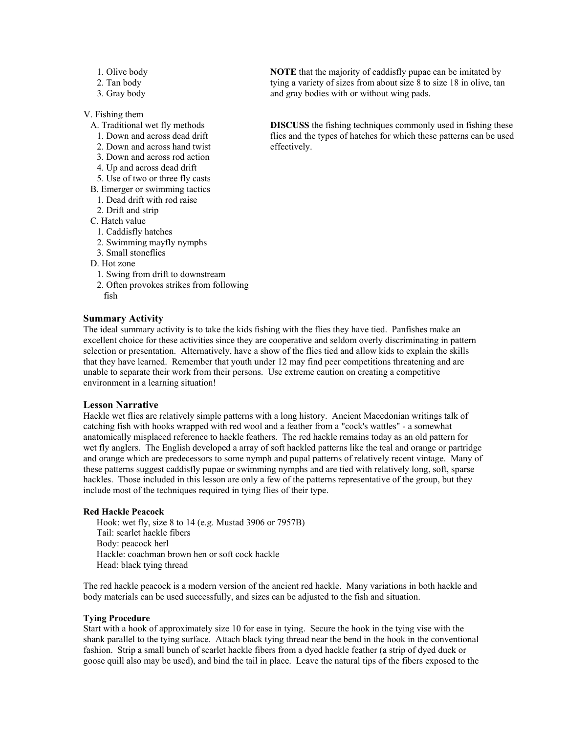1. Olive body
2. Tan body
3. Gray body

**NOTE** that the majority of caddisfly pupae can be imitated by tying a variety of sizes from about size 8 to size 18 in olive, tan and gray bodies with or without wing pads.

V. Fishing them

- A. Traditional wet fly methods
  1. Down and across dead drift
  2. Down and across hand twist
  3. Down and across rod action
  4. Up and across dead drift
  5. Use of two or three fly casts
- B. Emerger or swimming tactics
  1. Dead drift with rod raise
  2. Drift and strip
- C. Hatch value
  1. Caddisfly hatches
  2. Swimming mayfly nymphs
  3. Small stoneflies
- D. Hot zone
  1. Swing from drift to downstream
  2. Often provokes strikes from following fish

**DISCUSS** the fishing techniques commonly used in fishing these flies and the types of hatches for which these patterns can be used effectively.

### Summary Activity

The ideal summary activity is to take the kids fishing with the flies they have tied. Panfishes make an excellent choice for these activities since they are cooperative and seldom overly discriminating in pattern selection or presentation. Alternatively, have a show of the flies tied and allow kids to explain the skills that they have learned. Remember that youth under 12 may find peer competitions threatening and are unable to separate their work from their persons. Use extreme caution on creating a competitive environment in a learning situation!

### Lesson Narrative

Hackle wet flies are relatively simple patterns with a long history. Ancient Macedonian writings talk of catching fish with hooks wrapped with red wool and a feather from a "cock's wattles" - a somewhat anatomically misplaced reference to hackle feathers. The red hackle remains today as an old pattern for wet fly anglers. The English developed a array of soft hackled patterns like the teal and orange or partridge and orange which are predecessors to some nymph and pupal patterns of relatively recent vintage. Many of these patterns suggest caddisfly pupae or swimming nymphs and are tied with relatively long, soft, sparse hackles. Those included in this lesson are only a few of the patterns representative of the group, but they include most of the techniques required in tying flies of their type.

#### Red Hackle Peacock

Hook: wet fly, size 8 to 14 (e.g. Mustad 3906 or 7957B)
Tail: scarlet hackle fibers
Body: peacock herl
Hackle: coachman brown hen or soft cock hackle
Head: black tying thread

The red hackle peacock is a modern version of the ancient red hackle. Many variations in both hackle and body materials can be used successfully, and sizes can be adjusted to the fish and situation.

#### Tying Procedure

Start with a hook of approximately size 10 for ease in tying. Secure the hook in the tying vise with the shank parallel to the tying surface. Attach black tying thread near the bend in the hook in the conventional fashion. Strip a small bunch of scarlet hackle fibers from a dyed hackle feather (a strip of dyed duck or goose quill also may be used), and bind the tail in place. Leave the natural tips of the fibers exposed to the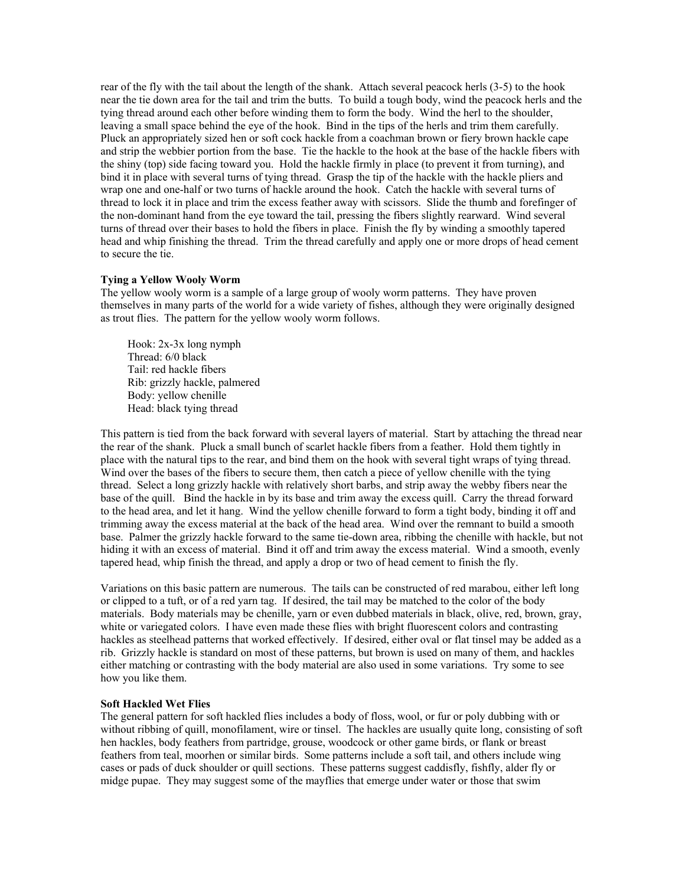rear of the fly with the tail about the length of the shank. Attach several peacock herls (3-5) to the hook near the tie down area for the tail and trim the butts. To build a tough body, wind the peacock herls and the tying thread around each other before winding them to form the body. Wind the herl to the shoulder, leaving a small space behind the eye of the hook. Bind in the tips of the herls and trim them carefully. Pluck an appropriately sized hen or soft cock hackle from a coachman brown or fiery brown hackle cape and strip the webbier portion from the base. Tie the hackle to the hook at the base of the hackle fibers with the shiny (top) side facing toward you. Hold the hackle firmly in place (to prevent it from turning), and bind it in place with several turns of tying thread. Grasp the tip of the hackle with the hackle pliers and wrap one and one-half or two turns of hackle around the hook. Catch the hackle with several turns of thread to lock it in place and trim the excess feather away with scissors. Slide the thumb and forefinger of the non-dominant hand from the eye toward the tail, pressing the fibers slightly rearward. Wind several turns of thread over their bases to hold the fibers in place. Finish the fly by winding a smoothly tapered head and whip finishing the thread. Trim the thread carefully and apply one or more drops of head cement to secure the tie.

**Tying a Yellow Wooly Worm**

The yellow wooly worm is a sample of a large group of wooly worm patterns. They have proven themselves in many parts of the world for a wide variety of fishes, although they were originally designed as trout flies. The pattern for the yellow wooly worm follows.

Hook: 2x-3x long nymph
Thread: 6/0 black
Tail: red hackle fibers
Rib: grizzly hackle, palmered
Body: yellow chenille
Head: black tying thread

This pattern is tied from the back forward with several layers of material. Start by attaching the thread near the rear of the shank. Pluck a small bunch of scarlet hackle fibers from a feather. Hold them tightly in place with the natural tips to the rear, and bind them on the hook with several tight wraps of tying thread. Wind over the bases of the fibers to secure them, then catch a piece of yellow chenille with the tying thread. Select a long grizzly hackle with relatively short barbs, and strip away the webby fibers near the base of the quill. Bind the hackle in by its base and trim away the excess quill. Carry the thread forward to the head area, and let it hang. Wind the yellow chenille forward to form a tight body, binding it off and trimming away the excess material at the back of the head area. Wind over the remnant to build a smooth base. Palmer the grizzly hackle forward to the same tie-down area, ribbing the chenille with hackle, but not hiding it with an excess of material. Bind it off and trim away the excess material. Wind a smooth, evenly tapered head, whip finish the thread, and apply a drop or two of head cement to finish the fly.

Variations on this basic pattern are numerous. The tails can be constructed of red marabou, either left long or clipped to a tuft, or of a red yarn tag. If desired, the tail may be matched to the color of the body materials. Body materials may be chenille, yarn or even dubbed materials in black, olive, red, brown, gray, white or variegated colors. I have even made these flies with bright fluorescent colors and contrasting hackles as steelhead patterns that worked effectively. If desired, either oval or flat tinsel may be added as a rib. Grizzly hackle is standard on most of these patterns, but brown is used on many of them, and hackles either matching or contrasting with the body material are also used in some variations. Try some to see how you like them.

**Soft Hackled Wet Flies**

The general pattern for soft hackled flies includes a body of floss, wool, or fur or poly dubbing with or without ribbing of quill, monofilament, wire or tinsel. The hackles are usually quite long, consisting of soft hen hackles, body feathers from partridge, grouse, woodcock or other game birds, or flank or breast feathers from teal, moorhen or similar birds. Some patterns include a soft tail, and others include wing cases or pads of duck shoulder or quill sections. These patterns suggest caddisfly, fishfly, alder fly or midge pupae. They may suggest some of the mayflies that emerge under water or those that swim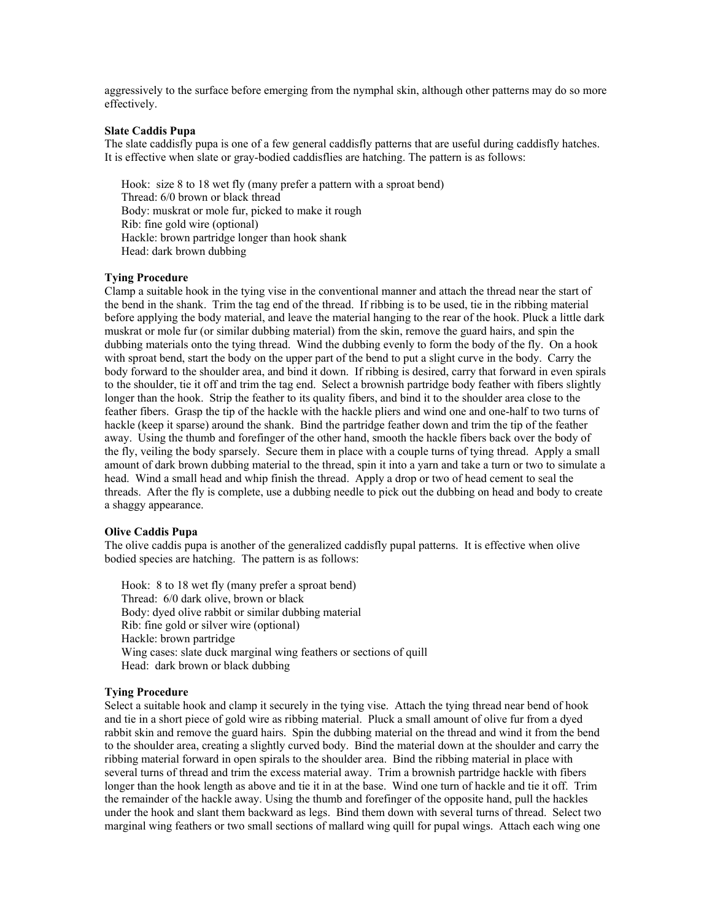aggressively to the surface before emerging from the nymphal skin, although other patterns may do so more effectively.

**Slate Caddis Pupa**

The slate caddisfly pupa is one of a few general caddisfly patterns that are useful during caddisfly hatches. It is effective when slate or gray-bodied caddisflies are hatching. The pattern is as follows:

Hook: size 8 to 18 wet fly (many prefer a pattern with a sproat bend)
Thread: 6/0 brown or black thread
Body: muskrat or mole fur, picked to make it rough
Rib: fine gold wire (optional)
Hackle: brown partridge longer than hook shank
Head: dark brown dubbing

**Tying Procedure**

Clamp a suitable hook in the tying vise in the conventional manner and attach the thread near the start of the bend in the shank. Trim the tag end of the thread. If ribbing is to be used, tie in the ribbing material before applying the body material, and leave the material hanging to the rear of the hook. Pluck a little dark muskrat or mole fur (or similar dubbing material) from the skin, remove the guard hairs, and spin the dubbing materials onto the tying thread. Wind the dubbing evenly to form the body of the fly. On a hook with sproat bend, start the body on the upper part of the bend to put a slight curve in the body. Carry the body forward to the shoulder area, and bind it down. If ribbing is desired, carry that forward in even spirals to the shoulder, tie it off and trim the tag end. Select a brownish partridge body feather with fibers slightly longer than the hook. Strip the feather to its quality fibers, and bind it to the shoulder area close to the feather fibers. Grasp the tip of the hackle with the hackle pliers and wind one and one-half to two turns of hackle (keep it sparse) around the shank. Bind the partridge feather down and trim the tip of the feather away. Using the thumb and forefinger of the other hand, smooth the hackle fibers back over the body of the fly, veiling the body sparsely. Secure them in place with a couple turns of tying thread. Apply a small amount of dark brown dubbing material to the thread, spin it into a yarn and take a turn or two to simulate a head. Wind a small head and whip finish the thread. Apply a drop or two of head cement to seal the threads. After the fly is complete, use a dubbing needle to pick out the dubbing on head and body to create a shaggy appearance.

**Olive Caddis Pupa**

The olive caddis pupa is another of the generalized caddisfly pupal patterns. It is effective when olive bodied species are hatching. The pattern is as follows:

Hook: 8 to 18 wet fly (many prefer a sproat bend)
Thread: 6/0 dark olive, brown or black
Body: dyed olive rabbit or similar dubbing material
Rib: fine gold or silver wire (optional)
Hackle: brown partridge
Wing cases: slate duck marginal wing feathers or sections of quill
Head: dark brown or black dubbing

**Tying Procedure**

Select a suitable hook and clamp it securely in the tying vise. Attach the tying thread near bend of hook and tie in a short piece of gold wire as ribbing material. Pluck a small amount of olive fur from a dyed rabbit skin and remove the guard hairs. Spin the dubbing material on the thread and wind it from the bend to the shoulder area, creating a slightly curved body. Bind the material down at the shoulder and carry the ribbing material forward in open spirals to the shoulder area. Bind the ribbing material in place with several turns of thread and trim the excess material away. Trim a brownish partridge hackle with fibers longer than the hook length as above and tie it in at the base. Wind one turn of hackle and tie it off. Trim the remainder of the hackle away. Using the thumb and forefinger of the opposite hand, pull the hackles under the hook and slant them backward as legs. Bind them down with several turns of thread. Select two marginal wing feathers or two small sections of mallard wing quill for pupal wings. Attach each wing one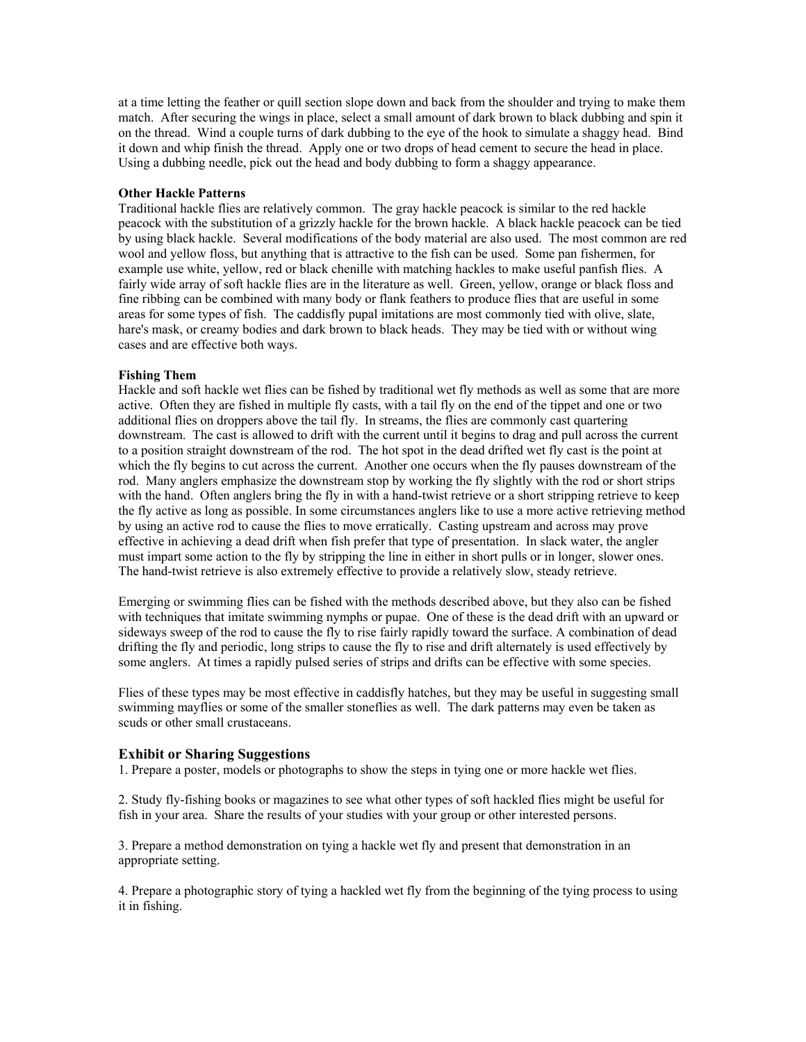at a time letting the feather or quill section slope down and back from the shoulder and trying to make them match. After securing the wings in place, select a small amount of dark brown to black dubbing and spin it on the thread. Wind a couple turns of dark dubbing to the eye of the hook to simulate a shaggy head. Bind it down and whip finish the thread. Apply one or two drops of head cement to secure the head in place. Using a dubbing needle, pick out the head and body dubbing to form a shaggy appearance.

**Other Hackle Patterns**

Traditional hackle flies are relatively common. The gray hackle peacock is similar to the red hackle peacock with the substitution of a grizzly hackle for the brown hackle. A black hackle peacock can be tied by using black hackle. Several modifications of the body material are also used. The most common are red wool and yellow floss, but anything that is attractive to the fish can be used. Some pan fishermen, for example use white, yellow, red or black chenille with matching hackles to make useful panfish flies. A fairly wide array of soft hackle flies are in the literature as well. Green, yellow, orange or black floss and fine ribbing can be combined with many body or flank feathers to produce flies that are useful in some areas for some types of fish. The caddisfly pupal imitations are most commonly tied with olive, slate, hare's mask, or creamy bodies and dark brown to black heads. They may be tied with or without wing cases and are effective both ways.

**Fishing Them**

Hackle and soft hackle wet flies can be fished by traditional wet fly methods as well as some that are more active. Often they are fished in multiple fly casts, with a tail fly on the end of the tippet and one or two additional flies on droppers above the tail fly. In streams, the flies are commonly cast quartering downstream. The cast is allowed to drift with the current until it begins to drag and pull across the current to a position straight downstream of the rod. The hot spot in the dead drifted wet fly cast is the point at which the fly begins to cut across the current. Another one occurs when the fly pauses downstream of the rod. Many anglers emphasize the downstream stop by working the fly slightly with the rod or short strips with the hand. Often anglers bring the fly in with a hand-twist retrieve or a short stripping retrieve to keep the fly active as long as possible. In some circumstances anglers like to use a more active retrieving method by using an active rod to cause the flies to move erratically. Casting upstream and across may prove effective in achieving a dead drift when fish prefer that type of presentation. In slack water, the angler must impart some action to the fly by stripping the line in either in short pulls or in longer, slower ones. The hand-twist retrieve is also extremely effective to provide a relatively slow, steady retrieve.

Emerging or swimming flies can be fished with the methods described above, but they also can be fished with techniques that imitate swimming nymphs or pupae. One of these is the dead drift with an upward or sideways sweep of the rod to cause the fly to rise fairly rapidly toward the surface. A combination of dead drifting the fly and periodic, long strips to cause the fly to rise and drift alternately is used effectively by some anglers. At times a rapidly pulsed series of strips and drifts can be effective with some species.

Flies of these types may be most effective in caddisfly hatches, but they may be useful in suggesting small swimming mayflies or some of the smaller stoneflies as well. The dark patterns may even be taken as scuds or other small crustaceans.

## Exhibit or Sharing Suggestions

1. Prepare a poster, models or photographs to show the steps in tying one or more hackle wet flies.

2. Study fly-fishing books or magazines to see what other types of soft hackled flies might be useful for fish in your area. Share the results of your studies with your group or other interested persons.

3. Prepare a method demonstration on tying a hackle wet fly and present that demonstration in an appropriate setting.

4. Prepare a photographic story of tying a hackled wet fly from the beginning of the tying process to using it in fishing.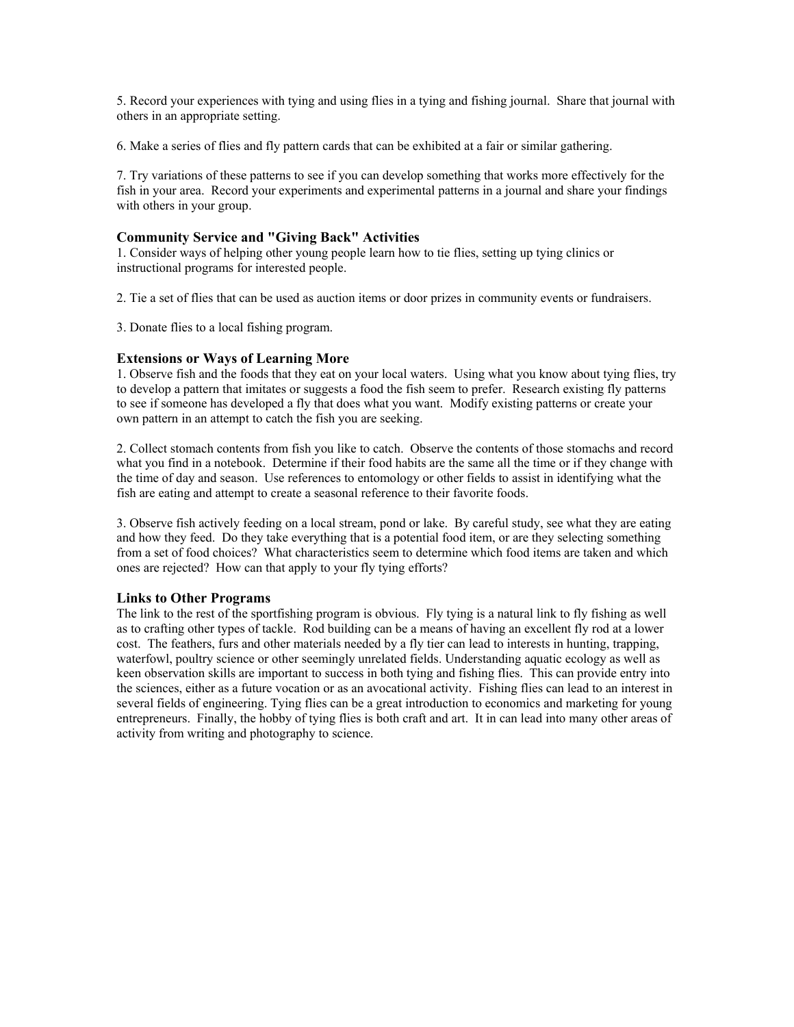5. Record your experiences with tying and using flies in a tying and fishing journal. Share that journal with others in an appropriate setting.

6. Make a series of flies and fly pattern cards that can be exhibited at a fair or similar gathering.

7. Try variations of these patterns to see if you can develop something that works more effectively for the fish in your area. Record your experiments and experimental patterns in a journal and share your findings with others in your group.

### Community Service and "Giving Back" Activities

1. Consider ways of helping other young people learn how to tie flies, setting up tying clinics or instructional programs for interested people.

2. Tie a set of flies that can be used as auction items or door prizes in community events or fundraisers.

3. Donate flies to a local fishing program.

### Extensions or Ways of Learning More

1. Observe fish and the foods that they eat on your local waters. Using what you know about tying flies, try to develop a pattern that imitates or suggests a food the fish seem to prefer. Research existing fly patterns to see if someone has developed a fly that does what you want. Modify existing patterns or create your own pattern in an attempt to catch the fish you are seeking.

2. Collect stomach contents from fish you like to catch. Observe the contents of those stomachs and record what you find in a notebook. Determine if their food habits are the same all the time or if they change with the time of day and season. Use references to entomology or other fields to assist in identifying what the fish are eating and attempt to create a seasonal reference to their favorite foods.

3. Observe fish actively feeding on a local stream, pond or lake. By careful study, see what they are eating and how they feed. Do they take everything that is a potential food item, or are they selecting something from a set of food choices? What characteristics seem to determine which food items are taken and which ones are rejected? How can that apply to your fly tying efforts?

### Links to Other Programs

The link to the rest of the sportfishing program is obvious. Fly tying is a natural link to fly fishing as well as to crafting other types of tackle. Rod building can be a means of having an excellent fly rod at a lower cost. The feathers, furs and other materials needed by a fly tier can lead to interests in hunting, trapping, waterfowl, poultry science or other seemingly unrelated fields. Understanding aquatic ecology as well as keen observation skills are important to success in both tying and fishing flies. This can provide entry into the sciences, either as a future vocation or as an avocational activity. Fishing flies can lead to an interest in several fields of engineering. Tying flies can be a great introduction to economics and marketing for young entrepreneurs. Finally, the hobby of tying flies is both craft and art. It in can lead into many other areas of activity from writing and photography to science.